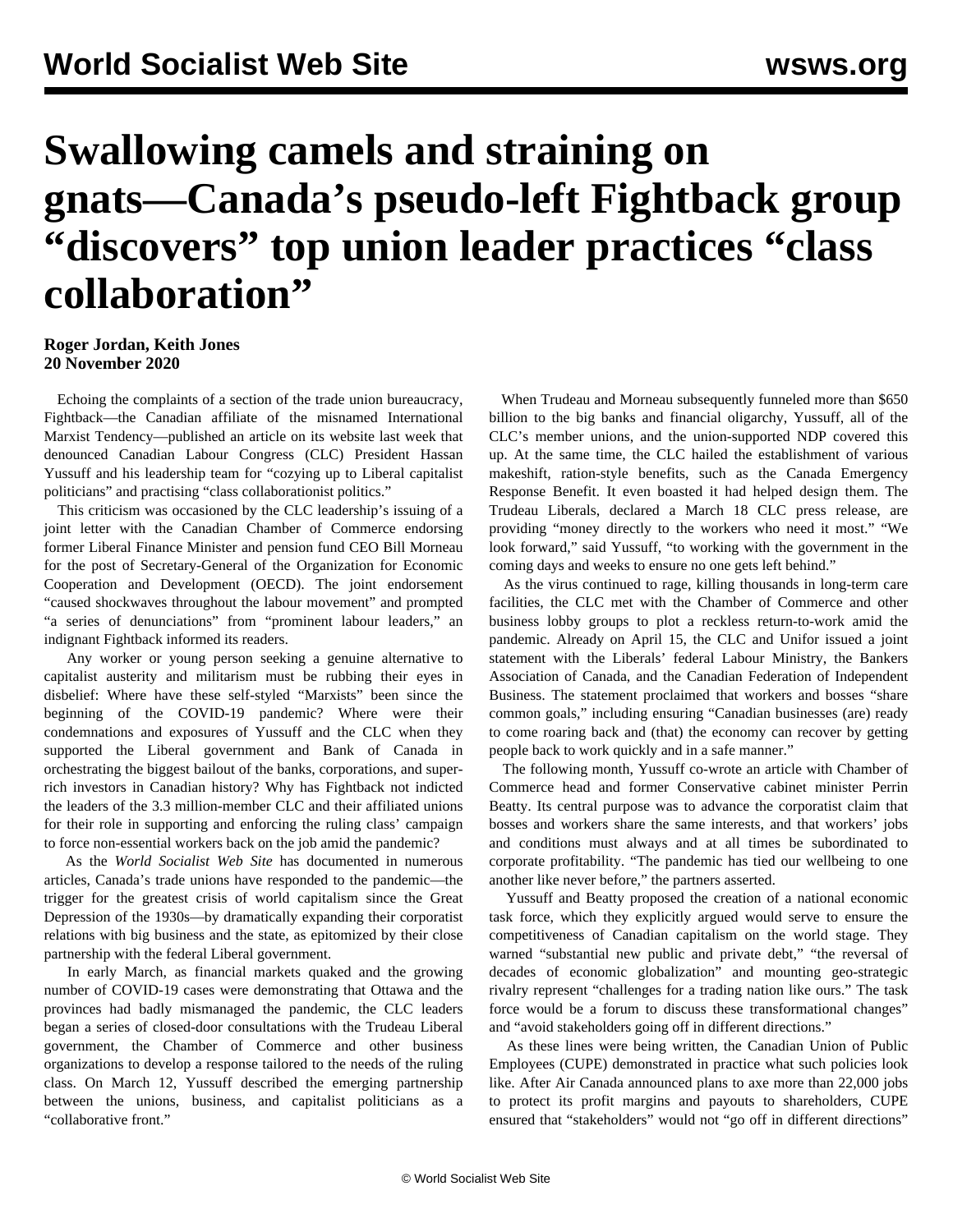# Swallowing camels and straining on gnats—Canada's pseudo-left Fightback group "discovers" top union leader practices "class collaboration"

**Roger Jordan, Keith Jones**
**20 November 2020**

Echoing the complaints of a section of the trade union bureaucracy, Fightback—the Canadian affiliate of the misnamed International Marxist Tendency—published an article on its website last week that denounced Canadian Labour Congress (CLC) President Hassan Yussuff and his leadership team for "cozying up to Liberal capitalist politicians" and practising "class collaborationist politics."

This criticism was occasioned by the CLC leadership's issuing of a joint letter with the Canadian Chamber of Commerce endorsing former Liberal Finance Minister and pension fund CEO Bill Morneau for the post of Secretary-General of the Organization for Economic Cooperation and Development (OECD). The joint endorsement "caused shockwaves throughout the labour movement" and prompted "a series of denunciations" from "prominent labour leaders," an indignant Fightback informed its readers.

Any worker or young person seeking a genuine alternative to capitalist austerity and militarism must be rubbing their eyes in disbelief: Where have these self-styled "Marxists" been since the beginning of the COVID-19 pandemic? Where were their condemnations and exposures of Yussuff and the CLC when they supported the Liberal government and Bank of Canada in orchestrating the biggest bailout of the banks, corporations, and super-rich investors in Canadian history? Why has Fightback not indicted the leaders of the 3.3 million-member CLC and their affiliated unions for their role in supporting and enforcing the ruling class' campaign to force non-essential workers back on the job amid the pandemic?

As the *World Socialist Web Site* has documented in numerous articles, Canada's trade unions have responded to the pandemic—the trigger for the greatest crisis of world capitalism since the Great Depression of the 1930s—by dramatically expanding their corporatist relations with big business and the state, as epitomized by their close partnership with the federal Liberal government.

In early March, as financial markets quaked and the growing number of COVID-19 cases were demonstrating that Ottawa and the provinces had badly mismanaged the pandemic, the CLC leaders began a series of closed-door consultations with the Trudeau Liberal government, the Chamber of Commerce and other business organizations to develop a response tailored to the needs of the ruling class. On March 12, Yussuff described the emerging partnership between the unions, business, and capitalist politicians as a "collaborative front."

When Trudeau and Morneau subsequently funneled more than $650 billion to the big banks and financial oligarchy, Yussuff, all of the CLC's member unions, and the union-supported NDP covered this up. At the same time, the CLC hailed the establishment of various makeshift, ration-style benefits, such as the Canada Emergency Response Benefit. It even boasted it had helped design them. The Trudeau Liberals, declared a March 18 CLC press release, are providing "money directly to the workers who need it most." "We look forward," said Yussuff, "to working with the government in the coming days and weeks to ensure no one gets left behind."

As the virus continued to rage, killing thousands in long-term care facilities, the CLC met with the Chamber of Commerce and other business lobby groups to plot a reckless return-to-work amid the pandemic. Already on April 15, the CLC and Unifor issued a joint statement with the Liberals' federal Labour Ministry, the Bankers Association of Canada, and the Canadian Federation of Independent Business. The statement proclaimed that workers and bosses "share common goals," including ensuring "Canadian businesses (are) ready to come roaring back and (that) the economy can recover by getting people back to work quickly and in a safe manner."

The following month, Yussuff co-wrote an article with Chamber of Commerce head and former Conservative cabinet minister Perrin Beatty. Its central purpose was to advance the corporatist claim that bosses and workers share the same interests, and that workers' jobs and conditions must always and at all times be subordinated to corporate profitability. "The pandemic has tied our wellbeing to one another like never before," the partners asserted.

Yussuff and Beatty proposed the creation of a national economic task force, which they explicitly argued would serve to ensure the competitiveness of Canadian capitalism on the world stage. They warned "substantial new public and private debt," "the reversal of decades of economic globalization" and mounting geo-strategic rivalry represent "challenges for a trading nation like ours." The task force would be a forum to discuss these transformational changes" and "avoid stakeholders going off in different directions."

As these lines were being written, the Canadian Union of Public Employees (CUPE) demonstrated in practice what such policies look like. After Air Canada announced plans to axe more than 22,000 jobs to protect its profit margins and payouts to shareholders, CUPE ensured that "stakeholders" would not "go off in different directions"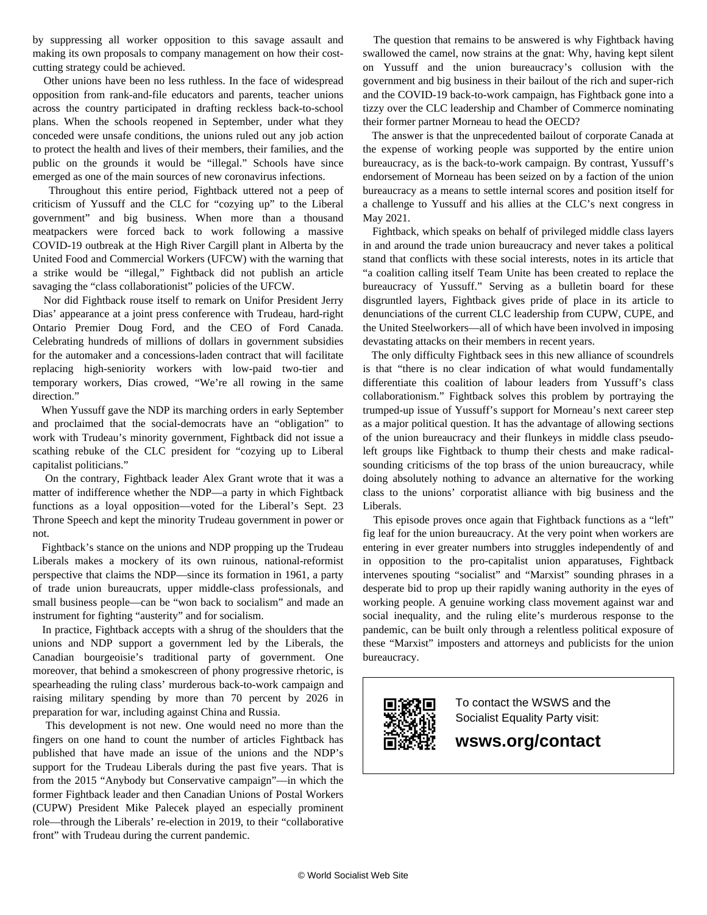by suppressing all worker opposition to this savage assault and making its own proposals to company management on how their cost-cutting strategy could be achieved.

Other unions have been no less ruthless. In the face of widespread opposition from rank-and-file educators and parents, teacher unions across the country participated in drafting reckless back-to-school plans. When the schools reopened in September, under what they conceded were unsafe conditions, the unions ruled out any job action to protect the health and lives of their members, their families, and the public on the grounds it would be "illegal." Schools have since emerged as one of the main sources of new coronavirus infections.

Throughout this entire period, Fightback uttered not a peep of criticism of Yussuff and the CLC for "cozying up" to the Liberal government" and big business. When more than a thousand meatpackers were forced back to work following a massive COVID-19 outbreak at the High River Cargill plant in Alberta by the United Food and Commercial Workers (UFCW) with the warning that a strike would be "illegal," Fightback did not publish an article savaging the "class collaborationist" policies of the UFCW.

Nor did Fightback rouse itself to remark on Unifor President Jerry Dias' appearance at a joint press conference with Trudeau, hard-right Ontario Premier Doug Ford, and the CEO of Ford Canada. Celebrating hundreds of millions of dollars in government subsidies for the automaker and a concessions-laden contract that will facilitate replacing high-seniority workers with low-paid two-tier and temporary workers, Dias crowed, "We're all rowing in the same direction."

When Yussuff gave the NDP its marching orders in early September and proclaimed that the social-democrats have an "obligation" to work with Trudeau's minority government, Fightback did not issue a scathing rebuke of the CLC president for "cozying up to Liberal capitalist politicians."

On the contrary, Fightback leader Alex Grant wrote that it was a matter of indifference whether the NDP—a party in which Fightback functions as a loyal opposition—voted for the Liberal's Sept. 23 Throne Speech and kept the minority Trudeau government in power or not.

Fightback's stance on the unions and NDP propping up the Trudeau Liberals makes a mockery of its own ruinous, national-reformist perspective that claims the NDP—since its formation in 1961, a party of trade union bureaucrats, upper middle-class professionals, and small business people—can be "won back to socialism" and made an instrument for fighting "austerity" and for socialism.

In practice, Fightback accepts with a shrug of the shoulders that the unions and NDP support a government led by the Liberals, the Canadian bourgeoisie's traditional party of government. One moreover, that behind a smokescreen of phony progressive rhetoric, is spearheading the ruling class' murderous back-to-work campaign and raising military spending by more than 70 percent by 2026 in preparation for war, including against China and Russia.

This development is not new. One would need no more than the fingers on one hand to count the number of articles Fightback has published that have made an issue of the unions and the NDP's support for the Trudeau Liberals during the past five years. That is from the 2015 "Anybody but Conservative campaign"—in which the former Fightback leader and then Canadian Unions of Postal Workers (CUPW) President Mike Palecek played an especially prominent role—through the Liberals' re-election in 2019, to their "collaborative front" with Trudeau during the current pandemic.

The question that remains to be answered is why Fightback having swallowed the camel, now strains at the gnat: Why, having kept silent on Yussuff and the union bureaucracy's collusion with the government and big business in their bailout of the rich and super-rich and the COVID-19 back-to-work campaign, has Fightback gone into a tizzy over the CLC leadership and Chamber of Commerce nominating their former partner Morneau to head the OECD?

The answer is that the unprecedented bailout of corporate Canada at the expense of working people was supported by the entire union bureaucracy, as is the back-to-work campaign. By contrast, Yussuff's endorsement of Morneau has been seized on by a faction of the union bureaucracy as a means to settle internal scores and position itself for a challenge to Yussuff and his allies at the CLC's next congress in May 2021.

Fightback, which speaks on behalf of privileged middle class layers in and around the trade union bureaucracy and never takes a political stand that conflicts with these social interests, notes in its article that "a coalition calling itself Team Unite has been created to replace the bureaucracy of Yussuff." Serving as a bulletin board for these disgruntled layers, Fightback gives pride of place in its article to denunciations of the current CLC leadership from CUPW, CUPE, and the United Steelworkers—all of which have been involved in imposing devastating attacks on their members in recent years.

The only difficulty Fightback sees in this new alliance of scoundrels is that "there is no clear indication of what would fundamentally differentiate this coalition of labour leaders from Yussuff's class collaborationism." Fightback solves this problem by portraying the trumped-up issue of Yussuff's support for Morneau's next career step as a major political question. It has the advantage of allowing sections of the union bureaucracy and their flunkeys in middle class pseudo-left groups like Fightback to thump their chests and make radical-sounding criticisms of the top brass of the union bureaucracy, while doing absolutely nothing to advance an alternative for the working class to the unions' corporatist alliance with big business and the Liberals.

This episode proves once again that Fightback functions as a "left" fig leaf for the union bureaucracy. At the very point when workers are entering in ever greater numbers into struggles independently of and in opposition to the pro-capitalist union apparatuses, Fightback intervenes spouting "socialist" and "Marxist" sounding phrases in a desperate bid to prop up their rapidly waning authority in the eyes of working people. A genuine working class movement against war and social inequality, and the ruling elite's murderous response to the pandemic, can be built only through a relentless political exposure of these "Marxist" imposters and attorneys and publicists for the union bureaucracy.

To contact the WSWS and the Socialist Equality Party visit:

**wsws.org/contact**